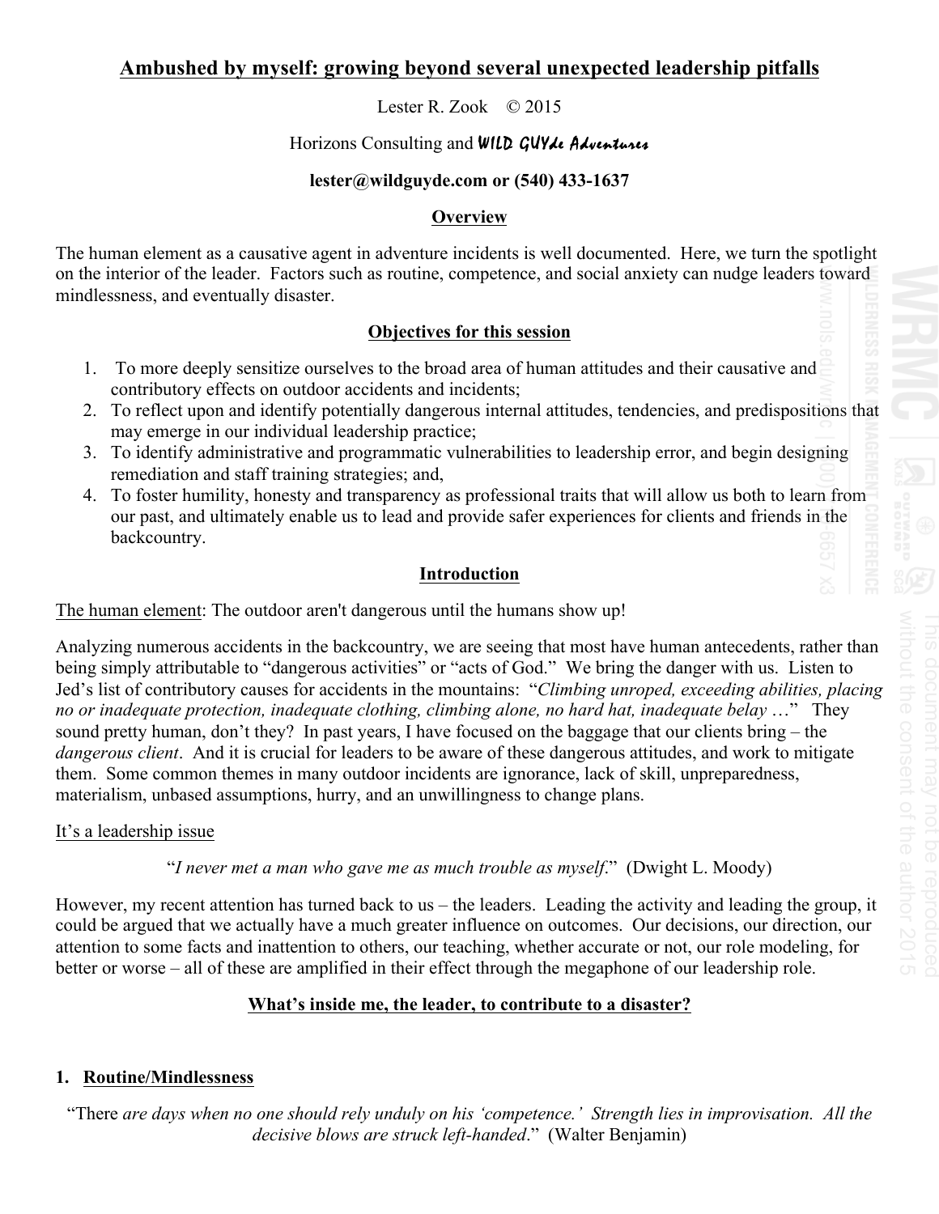# Ambushed by myself: growing beyond several unexpected leadership pitfalls

Lester R. Zook © 2015

Horizons Consulting and WILD GUYde Adventures

**lester@wildguyde.com or (540) 433-1637**

## Overview

The human element as a causative agent in adventure incidents is well documented. Here, we turn the spotlight on the interior of the leader. Factors such as routine, competence, and social anxiety can nudge leaders toward mindlessness, and eventually disaster.

## Objectives for this session

1. To more deeply sensitize ourselves to the broad area of human attitudes and their causative and contributory effects on outdoor accidents and incidents;
2. To reflect upon and identify potentially dangerous internal attitudes, tendencies, and predispositions that may emerge in our individual leadership practice;
3. To identify administrative and programmatic vulnerabilities to leadership error, and begin designing remediation and staff training strategies; and,
4. To foster humility, honesty and transparency as professional traits that will allow us both to learn from our past, and ultimately enable us to lead and provide safer experiences for clients and friends in the backcountry.

## Introduction

The human element: The outdoor aren't dangerous until the humans show up!

Analyzing numerous accidents in the backcountry, we are seeing that most have human antecedents, rather than being simply attributable to "dangerous activities" or "acts of God." We bring the danger with us. Listen to Jed's list of contributory causes for accidents in the mountains: "*Climbing unroped, exceeding abilities, placing no or inadequate protection, inadequate clothing, climbing alone, no hard hat, inadequate belay* …" They sound pretty human, don't they? In past years, I have focused on the baggage that our clients bring – the *dangerous client*. And it is crucial for leaders to be aware of these dangerous attitudes, and work to mitigate them. Some common themes in many outdoor incidents are ignorance, lack of skill, unpreparedness, materialism, unbased assumptions, hurry, and an unwillingness to change plans.

It's a leadership issue

"*I never met a man who gave me as much trouble as myself*." (Dwight L. Moody)

However, my recent attention has turned back to us – the leaders. Leading the activity and leading the group, it could be argued that we actually have a much greater influence on outcomes. Our decisions, our direction, our attention to some facts and inattention to others, our teaching, whether accurate or not, our role modeling, for better or worse – all of these are amplified in their effect through the megaphone of our leadership role.

## What's inside me, the leader, to contribute to a disaster?

### 1. Routine/Mindlessness

"There *are days when no one should rely unduly on his 'competence.' Strength lies in improvisation. All the decisive blows are struck left-handed*." (Walter Benjamin)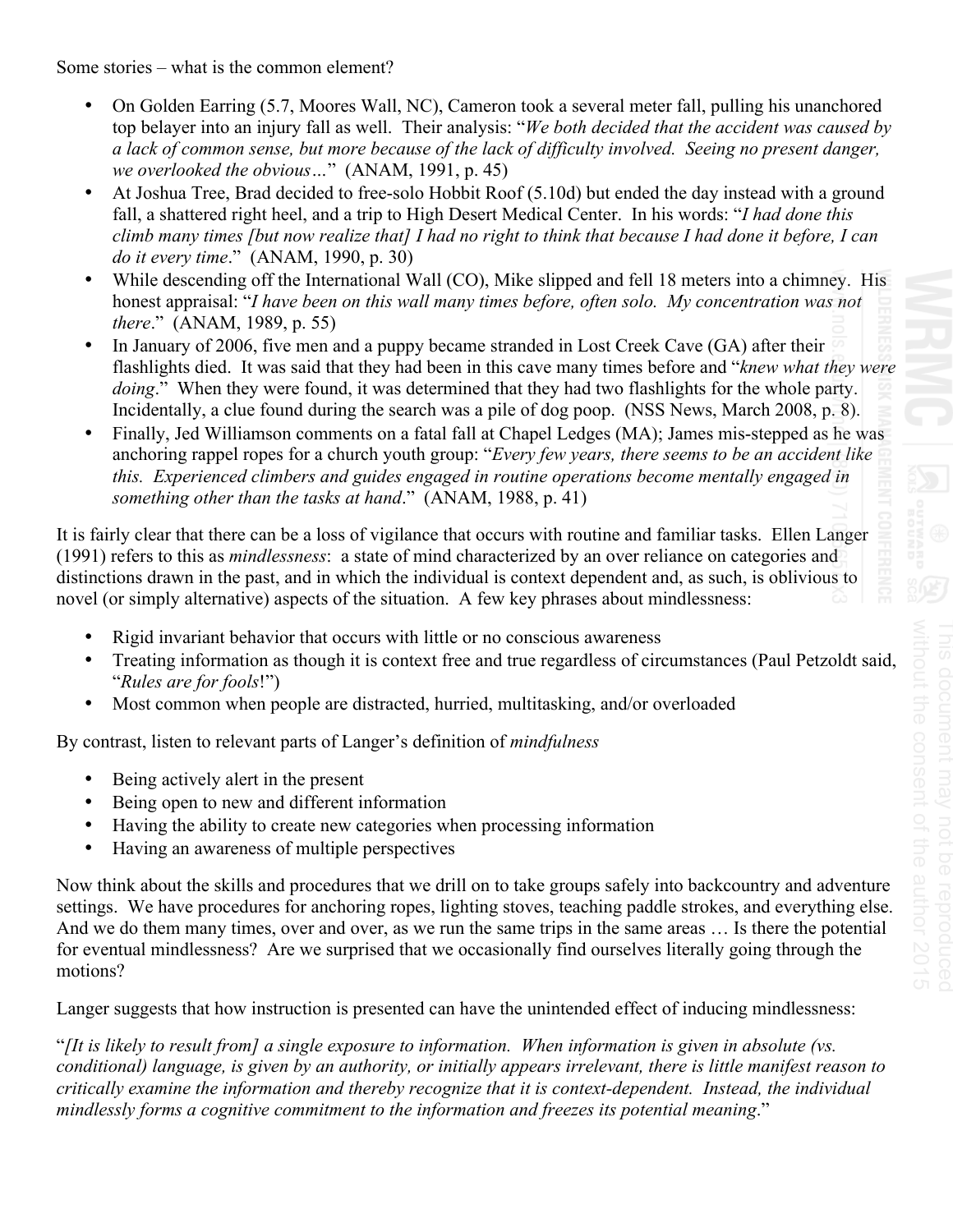Some stories – what is the common element?

- On Golden Earring (5.7, Moores Wall, NC), Cameron took a several meter fall, pulling his unanchored top belayer into an injury fall as well. Their analysis: "*We both decided that the accident was caused by a lack of common sense, but more because of the lack of difficulty involved. Seeing no present danger, we overlooked the obvious…*" (ANAM, 1991, p. 45)
- At Joshua Tree, Brad decided to free-solo Hobbit Roof (5.10d) but ended the day instead with a ground fall, a shattered right heel, and a trip to High Desert Medical Center. In his words: "*I had done this climb many times [but now realize that] I had no right to think that because I had done it before, I can do it every time*." (ANAM, 1990, p. 30)
- While descending off the International Wall (CO), Mike slipped and fell 18 meters into a chimney. His honest appraisal: "*I have been on this wall many times before, often solo. My concentration was not there*." (ANAM, 1989, p. 55)
- In January of 2006, five men and a puppy became stranded in Lost Creek Cave (GA) after their flashlights died. It was said that they had been in this cave many times before and "*knew what they were doing*." When they were found, it was determined that they had two flashlights for the whole party. Incidentally, a clue found during the search was a pile of dog poop. (NSS News, March 2008, p. 8).
- Finally, Jed Williamson comments on a fatal fall at Chapel Ledges (MA); James mis-stepped as he was anchoring rappel ropes for a church youth group: "*Every few years, there seems to be an accident like this. Experienced climbers and guides engaged in routine operations become mentally engaged in something other than the tasks at hand*." (ANAM, 1988, p. 41)

It is fairly clear that there can be a loss of vigilance that occurs with routine and familiar tasks. Ellen Langer (1991) refers to this as *mindlessness*: a state of mind characterized by an over reliance on categories and distinctions drawn in the past, and in which the individual is context dependent and, as such, is oblivious to novel (or simply alternative) aspects of the situation. A few key phrases about mindlessness:

- Rigid invariant behavior that occurs with little or no conscious awareness
- Treating information as though it is context free and true regardless of circumstances (Paul Petzoldt said, "*Rules are for fools*!")
- Most common when people are distracted, hurried, multitasking, and/or overloaded

By contrast, listen to relevant parts of Langer's definition of *mindfulness*

- Being actively alert in the present
- Being open to new and different information
- Having the ability to create new categories when processing information
- Having an awareness of multiple perspectives

Now think about the skills and procedures that we drill on to take groups safely into backcountry and adventure settings. We have procedures for anchoring ropes, lighting stoves, teaching paddle strokes, and everything else. And we do them many times, over and over, as we run the same trips in the same areas … Is there the potential for eventual mindlessness? Are we surprised that we occasionally find ourselves literally going through the motions?

Langer suggests that how instruction is presented can have the unintended effect of inducing mindlessness:

"*[It is likely to result from] a single exposure to information. When information is given in absolute (vs. conditional) language, is given by an authority, or initially appears irrelevant, there is little manifest reason to critically examine the information and thereby recognize that it is context-dependent. Instead, the individual mindlessly forms a cognitive commitment to the information and freezes its potential meaning*."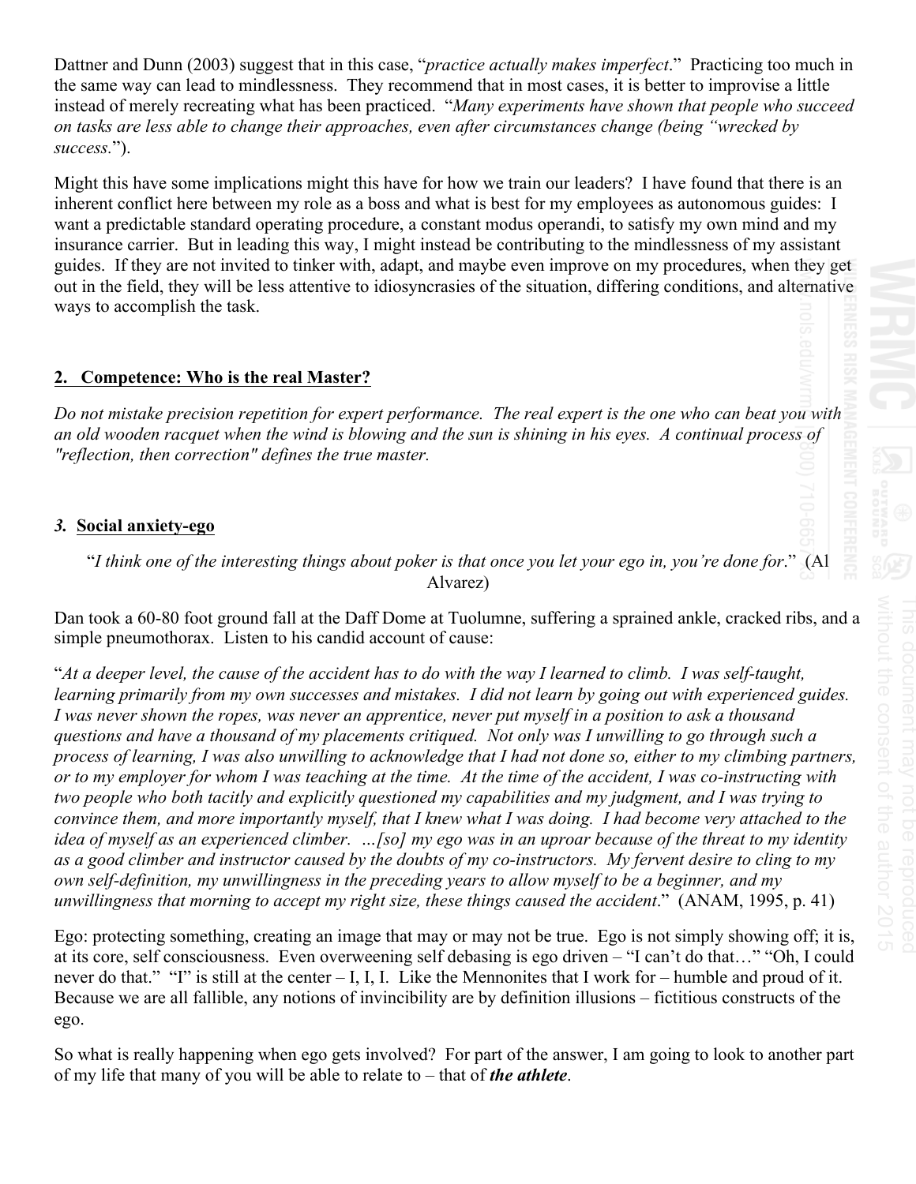Dattner and Dunn (2003) suggest that in this case, "*practice actually makes imperfect*." Practicing too much in the same way can lead to mindlessness. They recommend that in most cases, it is better to improvise a little instead of merely recreating what has been practiced. "*Many experiments have shown that people who succeed on tasks are less able to change their approaches, even after circumstances change (being "wrecked by success.*").

Might this have some implications might this have for how we train our leaders? I have found that there is an inherent conflict here between my role as a boss and what is best for my employees as autonomous guides: I want a predictable standard operating procedure, a constant modus operandi, to satisfy my own mind and my insurance carrier. But in leading this way, I might instead be contributing to the mindlessness of my assistant guides. If they are not invited to tinker with, adapt, and maybe even improve on my procedures, when they get out in the field, they will be less attentive to idiosyncrasies of the situation, differing conditions, and alternative ways to accomplish the task.

## 2. Competence: Who is the real Master?

*Do not mistake precision repetition for expert performance. The real expert is the one who can beat you with an old wooden racquet when the wind is blowing and the sun is shining in his eyes. A continual process of "reflection, then correction" defines the true master.*

## *3.* Social anxiety-ego

"*I think one of the interesting things about poker is that once you let your ego in, you're done for*." (Al Alvarez)

Dan took a 60-80 foot ground fall at the Daff Dome at Tuolumne, suffering a sprained ankle, cracked ribs, and a simple pneumothorax. Listen to his candid account of cause:

"*At a deeper level, the cause of the accident has to do with the way I learned to climb. I was self-taught, learning primarily from my own successes and mistakes. I did not learn by going out with experienced guides. I was never shown the ropes, was never an apprentice, never put myself in a position to ask a thousand questions and have a thousand of my placements critiqued. Not only was I unwilling to go through such a process of learning, I was also unwilling to acknowledge that I had not done so, either to my climbing partners, or to my employer for whom I was teaching at the time. At the time of the accident, I was co-instructing with two people who both tacitly and explicitly questioned my capabilities and my judgment, and I was trying to convince them, and more importantly myself, that I knew what I was doing. I had become very attached to the idea of myself as an experienced climber. …[so] my ego was in an uproar because of the threat to my identity as a good climber and instructor caused by the doubts of my co-instructors. My fervent desire to cling to my own self-definition, my unwillingness in the preceding years to allow myself to be a beginner, and my unwillingness that morning to accept my right size, these things caused the accident*." (ANAM, 1995, p. 41)

Ego: protecting something, creating an image that may or may not be true. Ego is not simply showing off; it is, at its core, self consciousness. Even overweening self debasing is ego driven – "I can't do that…" "Oh, I could never do that." "I" is still at the center – I, I, I. Like the Mennonites that I work for – humble and proud of it. Because we are all fallible, any notions of invincibility are by definition illusions – fictitious constructs of the ego.

So what is really happening when ego gets involved? For part of the answer, I am going to look to another part of my life that many of you will be able to relate to – that of ***the athlete***.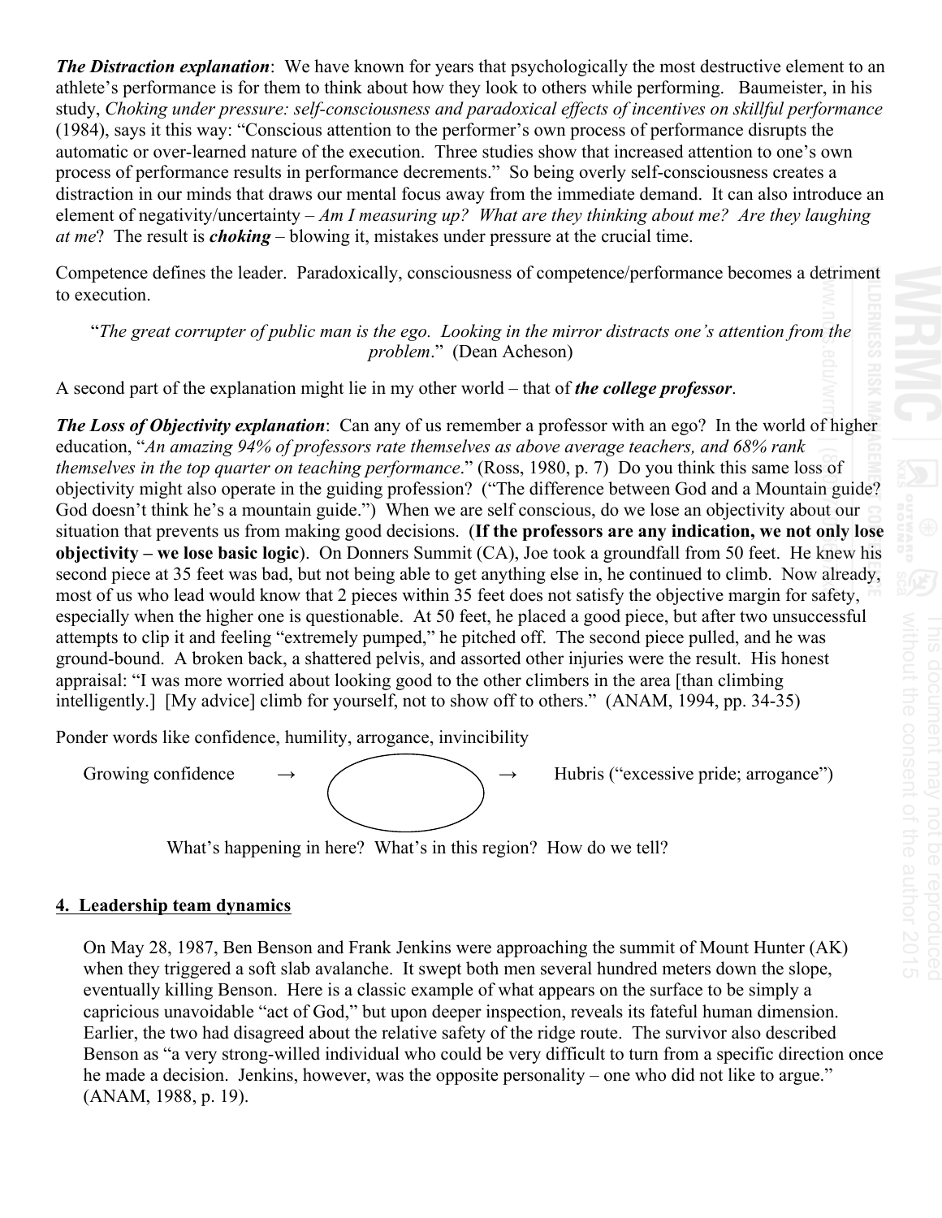***The Distraction explanation***: We have known for years that psychologically the most destructive element to an athlete's performance is for them to think about how they look to others while performing. Baumeister, in his study, *Choking under pressure: self-consciousness and paradoxical effects of incentives on skillful performance* (1984), says it this way: "Conscious attention to the performer's own process of performance disrupts the automatic or over-learned nature of the execution. Three studies show that increased attention to one's own process of performance results in performance decrements." So being overly self-consciousness creates a distraction in our minds that draws our mental focus away from the immediate demand. It can also introduce an element of negativity/uncertainty – *Am I measuring up? What are they thinking about me? Are they laughing at me*? The result is ***choking*** – blowing it, mistakes under pressure at the crucial time.

Competence defines the leader. Paradoxically, consciousness of competence/performance becomes a detriment to execution.

> "*The great corrupter of public man is the ego. Looking in the mirror distracts one's attention from the problem*." (Dean Acheson)

A second part of the explanation might lie in my other world – that of ***the college professor***.

***The Loss of Objectivity explanation***: Can any of us remember a professor with an ego? In the world of higher education, "*An amazing 94% of professors rate themselves as above average teachers, and 68% rank themselves in the top quarter on teaching performance*." (Ross, 1980, p. 7) Do you think this same loss of objectivity might also operate in the guiding profession? ("The difference between God and a Mountain guide? God doesn't think he's a mountain guide.") When we are self conscious, do we lose an objectivity about our situation that prevents us from making good decisions. (**If the professors are any indication, we not only lose objectivity – we lose basic logic**). On Donners Summit (CA), Joe took a groundfall from 50 feet. He knew his second piece at 35 feet was bad, but not being able to get anything else in, he continued to climb. Now already, most of us who lead would know that 2 pieces within 35 feet does not satisfy the objective margin for safety, especially when the higher one is questionable. At 50 feet, he placed a good piece, but after two unsuccessful attempts to clip it and feeling "extremely pumped," he pitched off. The second piece pulled, and he was ground-bound. A broken back, a shattered pelvis, and assorted other injuries were the result. His honest appraisal: "I was more worried about looking good to the other climbers in the area [than climbing intelligently.] [My advice] climb for yourself, not to show off to others." (ANAM, 1994, pp. 34-35)

Ponder words like confidence, humility, arrogance, invincibility

Growing confidence → ( ) → Hubris ("excessive pride; arrogance")

What's happening in here? What's in this region? How do we tell?

## 4. Leadership team dynamics

On May 28, 1987, Ben Benson and Frank Jenkins were approaching the summit of Mount Hunter (AK) when they triggered a soft slab avalanche. It swept both men several hundred meters down the slope, eventually killing Benson. Here is a classic example of what appears on the surface to be simply a capricious unavoidable "act of God," but upon deeper inspection, reveals its fateful human dimension. Earlier, the two had disagreed about the relative safety of the ridge route. The survivor also described Benson as "a very strong-willed individual who could be very difficult to turn from a specific direction once he made a decision. Jenkins, however, was the opposite personality – one who did not like to argue." (ANAM, 1988, p. 19).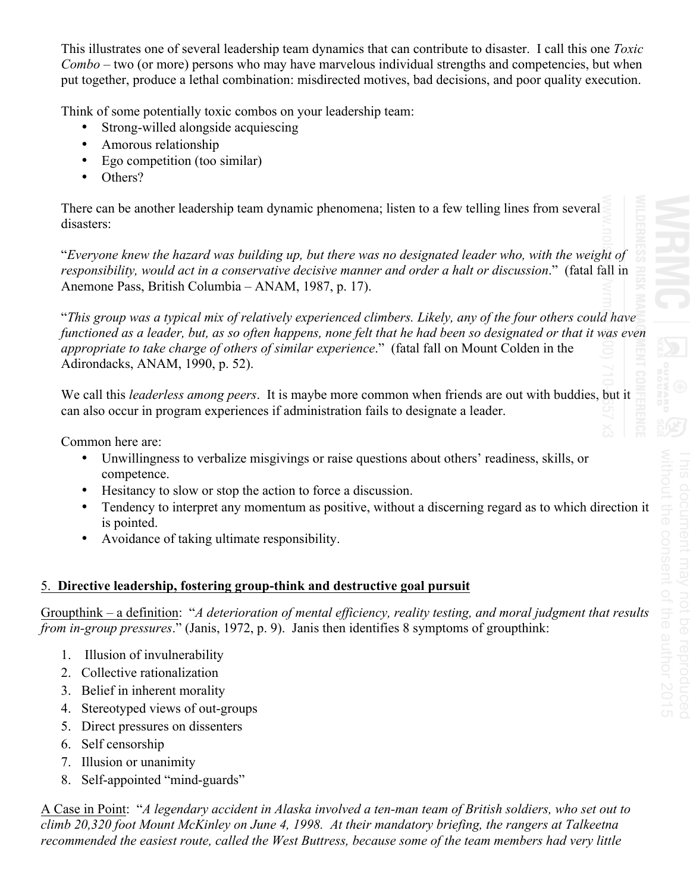This illustrates one of several leadership team dynamics that can contribute to disaster. I call this one *Toxic Combo* – two (or more) persons who may have marvelous individual strengths and competencies, but when put together, produce a lethal combination: misdirected motives, bad decisions, and poor quality execution.

Think of some potentially toxic combos on your leadership team:

- Strong-willed alongside acquiescing
- Amorous relationship
- Ego competition (too similar)
- Others?

There can be another leadership team dynamic phenomena; listen to a few telling lines from several disasters:

"*Everyone knew the hazard was building up, but there was no designated leader who, with the weight of responsibility, would act in a conservative decisive manner and order a halt or discussion*." (fatal fall in Anemone Pass, British Columbia – ANAM, 1987, p. 17).

"*This group was a typical mix of relatively experienced climbers. Likely, any of the four others could have functioned as a leader, but, as so often happens, none felt that he had been so designated or that it was even appropriate to take charge of others of similar experience*." (fatal fall on Mount Colden in the Adirondacks, ANAM, 1990, p. 52).

We call this *leaderless among peers*. It is maybe more common when friends are out with buddies, but it can also occur in program experiences if administration fails to designate a leader.

Common here are:

- Unwillingness to verbalize misgivings or raise questions about others' readiness, skills, or competence.
- Hesitancy to slow or stop the action to force a discussion.
- Tendency to interpret any momentum as positive, without a discerning regard as to which direction it is pointed.
- Avoidance of taking ultimate responsibility.

## 5. Directive leadership, fostering group-think and destructive goal pursuit

Groupthink – a definition: "*A deterioration of mental efficiency, reality testing, and moral judgment that results from in-group pressures*." (Janis, 1972, p. 9). Janis then identifies 8 symptoms of groupthink:

1. Illusion of invulnerability
2. Collective rationalization
3. Belief in inherent morality
4. Stereotyped views of out-groups
5. Direct pressures on dissenters
6. Self censorship
7. Illusion or unanimity
8. Self-appointed "mind-guards"

A Case in Point: "*A legendary accident in Alaska involved a ten-man team of British soldiers, who set out to climb 20,320 foot Mount McKinley on June 4, 1998. At their mandatory briefing, the rangers at Talkeetna recommended the easiest route, called the West Buttress, because some of the team members had very little*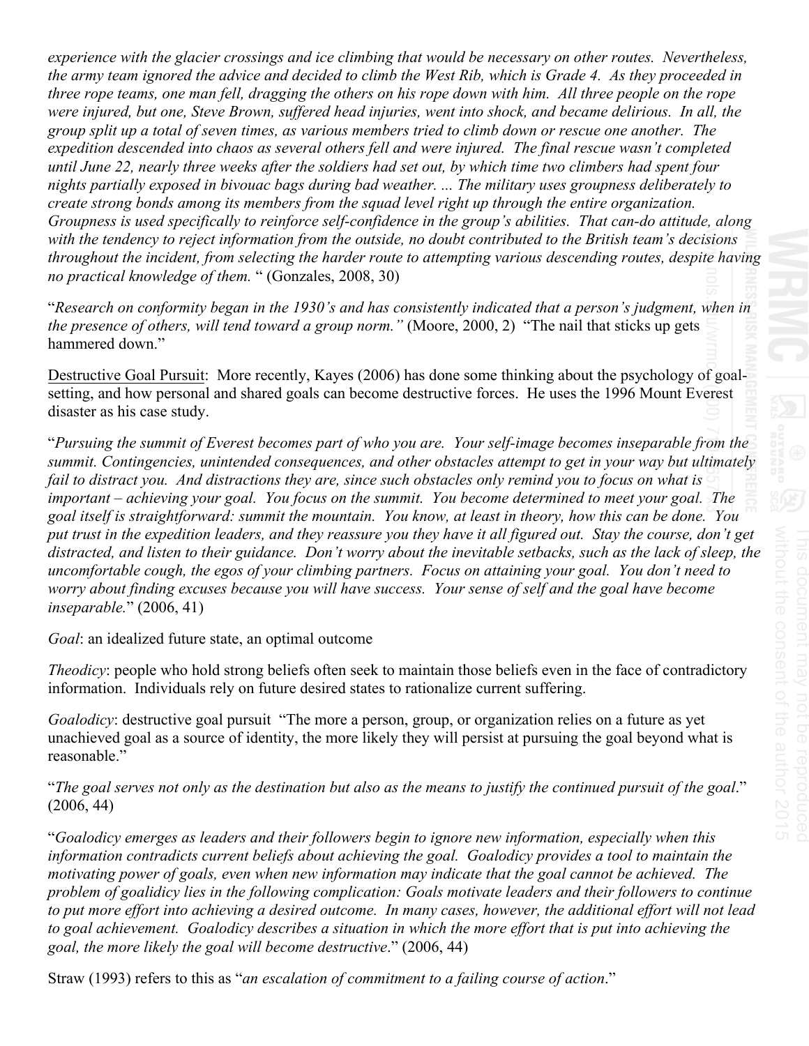*experience with the glacier crossings and ice climbing that would be necessary on other routes. Nevertheless, the army team ignored the advice and decided to climb the West Rib, which is Grade 4. As they proceeded in three rope teams, one man fell, dragging the others on his rope down with him. All three people on the rope were injured, but one, Steve Brown, suffered head injuries, went into shock, and became delirious. In all, the group split up a total of seven times, as various members tried to climb down or rescue one another. The expedition descended into chaos as several others fell and were injured. The final rescue wasn't completed until June 22, nearly three weeks after the soldiers had set out, by which time two climbers had spent four nights partially exposed in bivouac bags during bad weather. ... The military uses groupness deliberately to create strong bonds among its members from the squad level right up through the entire organization. Groupness is used specifically to reinforce self-confidence in the group's abilities. That can-do attitude, along with the tendency to reject information from the outside, no doubt contributed to the British team's decisions throughout the incident, from selecting the harder route to attempting various descending routes, despite having no practical knowledge of them.* " (Gonzales, 2008, 30)

"*Research on conformity began in the 1930's and has consistently indicated that a person's judgment, when in the presence of others, will tend toward a group norm."* (Moore, 2000, 2) "The nail that sticks up gets hammered down."

<u>Destructive Goal Pursuit</u>: More recently, Kayes (2006) has done some thinking about the psychology of goal-setting, and how personal and shared goals can become destructive forces. He uses the 1996 Mount Everest disaster as his case study.

"*Pursuing the summit of Everest becomes part of who you are. Your self-image becomes inseparable from the summit. Contingencies, unintended consequences, and other obstacles attempt to get in your way but ultimately fail to distract you. And distractions they are, since such obstacles only remind you to focus on what is important – achieving your goal. You focus on the summit. You become determined to meet your goal. The goal itself is straightforward: summit the mountain. You know, at least in theory, how this can be done. You put trust in the expedition leaders, and they reassure you they have it all figured out. Stay the course, don't get distracted, and listen to their guidance. Don't worry about the inevitable setbacks, such as the lack of sleep, the uncomfortable cough, the egos of your climbing partners. Focus on attaining your goal. You don't need to worry about finding excuses because you will have success. Your sense of self and the goal have become inseparable.*" (2006, 41)

*Goal*: an idealized future state, an optimal outcome

*Theodicy*: people who hold strong beliefs often seek to maintain those beliefs even in the face of contradictory information. Individuals rely on future desired states to rationalize current suffering.

*Goalodicy*: destructive goal pursuit "The more a person, group, or organization relies on a future as yet unachieved goal as a source of identity, the more likely they will persist at pursuing the goal beyond what is reasonable."

"*The goal serves not only as the destination but also as the means to justify the continued pursuit of the goal*." (2006, 44)

"*Goalodicy emerges as leaders and their followers begin to ignore new information, especially when this information contradicts current beliefs about achieving the goal. Goalodicy provides a tool to maintain the motivating power of goals, even when new information may indicate that the goal cannot be achieved. The problem of goalidicy lies in the following complication: Goals motivate leaders and their followers to continue to put more effort into achieving a desired outcome. In many cases, however, the additional effort will not lead to goal achievement. Goalodicy describes a situation in which the more effort that is put into achieving the goal, the more likely the goal will become destructive*." (2006, 44)

Straw (1993) refers to this as "*an escalation of commitment to a failing course of action*."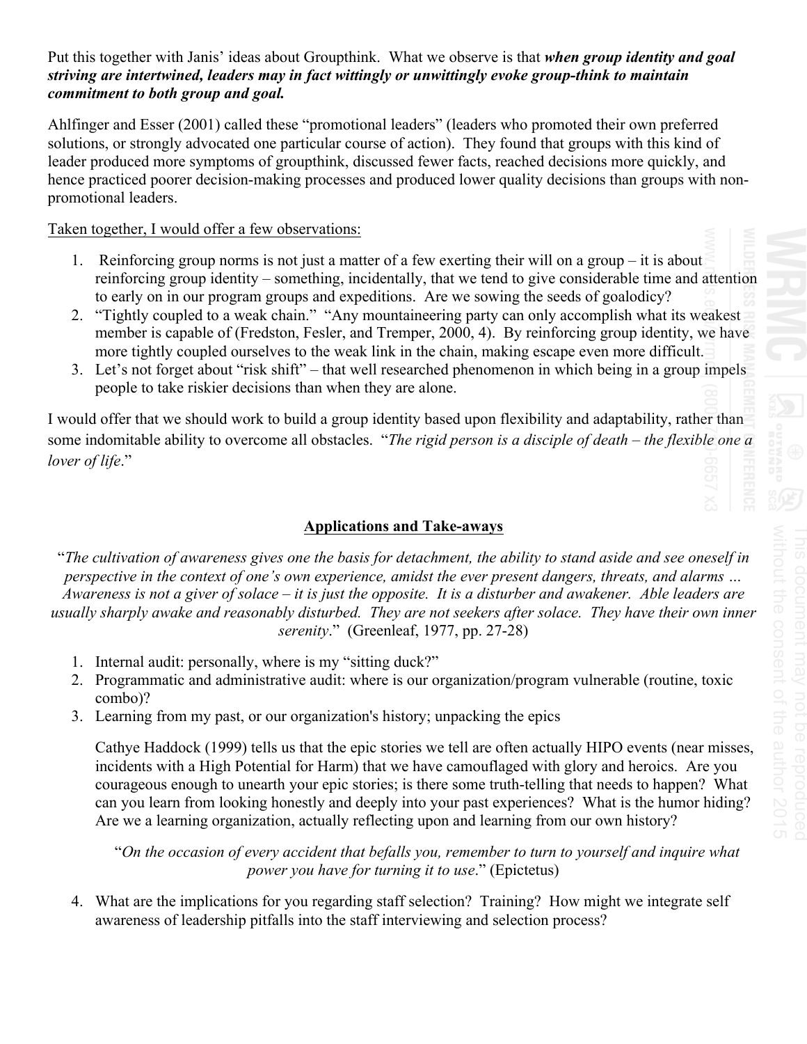Put this together with Janis' ideas about Groupthink. What we observe is that ***when group identity and goal striving are intertwined, leaders may in fact wittingly or unwittingly evoke group-think to maintain commitment to both group and goal.***

Ahlfinger and Esser (2001) called these "promotional leaders" (leaders who promoted their own preferred solutions, or strongly advocated one particular course of action). They found that groups with this kind of leader produced more symptoms of groupthink, discussed fewer facts, reached decisions more quickly, and hence practiced poorer decision-making processes and produced lower quality decisions than groups with non-promotional leaders.

<u>Taken together, I would offer a few observations:</u>

1. Reinforcing group norms is not just a matter of a few exerting their will on a group – it is about reinforcing group identity – something, incidentally, that we tend to give considerable time and attention to early on in our program groups and expeditions. Are we sowing the seeds of goalodicy?
2. "Tightly coupled to a weak chain." "Any mountaineering party can only accomplish what its weakest member is capable of (Fredston, Fesler, and Tremper, 2000, 4). By reinforcing group identity, we have more tightly coupled ourselves to the weak link in the chain, making escape even more difficult.
3. Let's not forget about "risk shift" – that well researched phenomenon in which being in a group impels people to take riskier decisions than when they are alone.

I would offer that we should work to build a group identity based upon flexibility and adaptability, rather than some indomitable ability to overcome all obstacles. "*The rigid person is a disciple of death – the flexible one a lover of life*."

## Applications and Take-aways

"*The cultivation of awareness gives one the basis for detachment, the ability to stand aside and see oneself in perspective in the context of one's own experience, amidst the ever present dangers, threats, and alarms … Awareness is not a giver of solace – it is just the opposite. It is a disturber and awakener. Able leaders are usually sharply awake and reasonably disturbed. They are not seekers after solace. They have their own inner serenity*." (Greenleaf, 1977, pp. 27-28)

1. Internal audit: personally, where is my "sitting duck?"
2. Programmatic and administrative audit: where is our organization/program vulnerable (routine, toxic combo)?
3. Learning from my past, or our organization's history; unpacking the epics

   Cathye Haddock (1999) tells us that the epic stories we tell are often actually HIPO events (near misses, incidents with a High Potential for Harm) that we have camouflaged with glory and heroics. Are you courageous enough to unearth your epic stories; is there some truth-telling that needs to happen? What can you learn from looking honestly and deeply into your past experiences? What is the humor hiding? Are we a learning organization, actually reflecting upon and learning from our own history?

   "*On the occasion of every accident that befalls you, remember to turn to yourself and inquire what power you have for turning it to use*." (Epictetus)

4. What are the implications for you regarding staff selection? Training? How might we integrate self awareness of leadership pitfalls into the staff interviewing and selection process?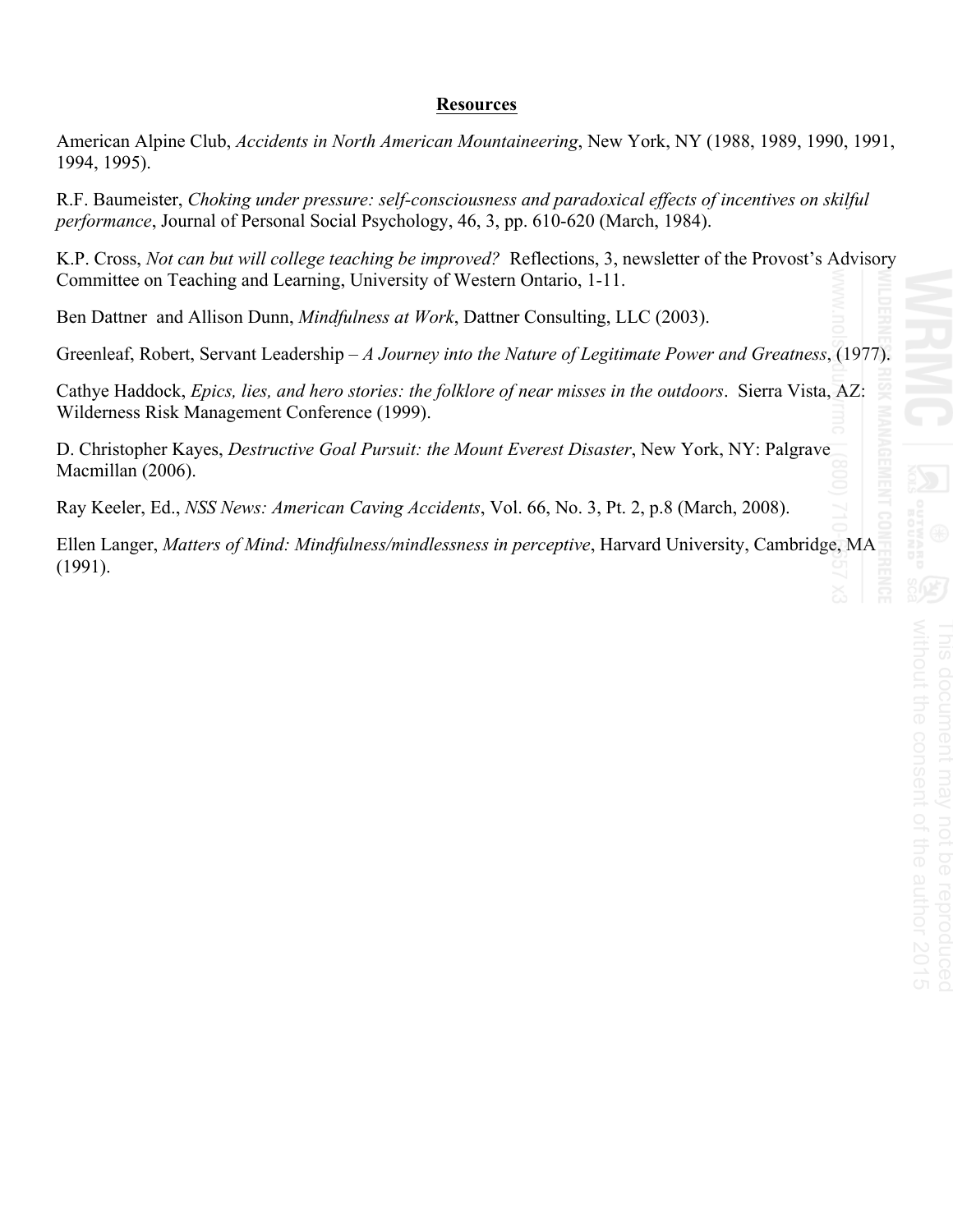## **Resources**

American Alpine Club, *Accidents in North American Mountaineering*, New York, NY (1988, 1989, 1990, 1991, 1994, 1995).

R.F. Baumeister, *Choking under pressure: self-consciousness and paradoxical effects of incentives on skilful performance*, Journal of Personal Social Psychology, 46, 3, pp. 610-620 (March, 1984).

K.P. Cross, *Not can but will college teaching be improved?* Reflections, 3, newsletter of the Provost's Advisory Committee on Teaching and Learning, University of Western Ontario, 1-11.

Ben Dattner and Allison Dunn, *Mindfulness at Work*, Dattner Consulting, LLC (2003).

Greenleaf, Robert, Servant Leadership – *A Journey into the Nature of Legitimate Power and Greatness*, (1977).

Cathye Haddock, *Epics, lies, and hero stories: the folklore of near misses in the outdoors*. Sierra Vista, AZ: Wilderness Risk Management Conference (1999).

D. Christopher Kayes, *Destructive Goal Pursuit: the Mount Everest Disaster*, New York, NY: Palgrave Macmillan (2006).

Ray Keeler, Ed., *NSS News: American Caving Accidents*, Vol. 66, No. 3, Pt. 2, p.8 (March, 2008).

Ellen Langer, *Matters of Mind: Mindfulness/mindlessness in perceptive*, Harvard University, Cambridge, MA (1991).